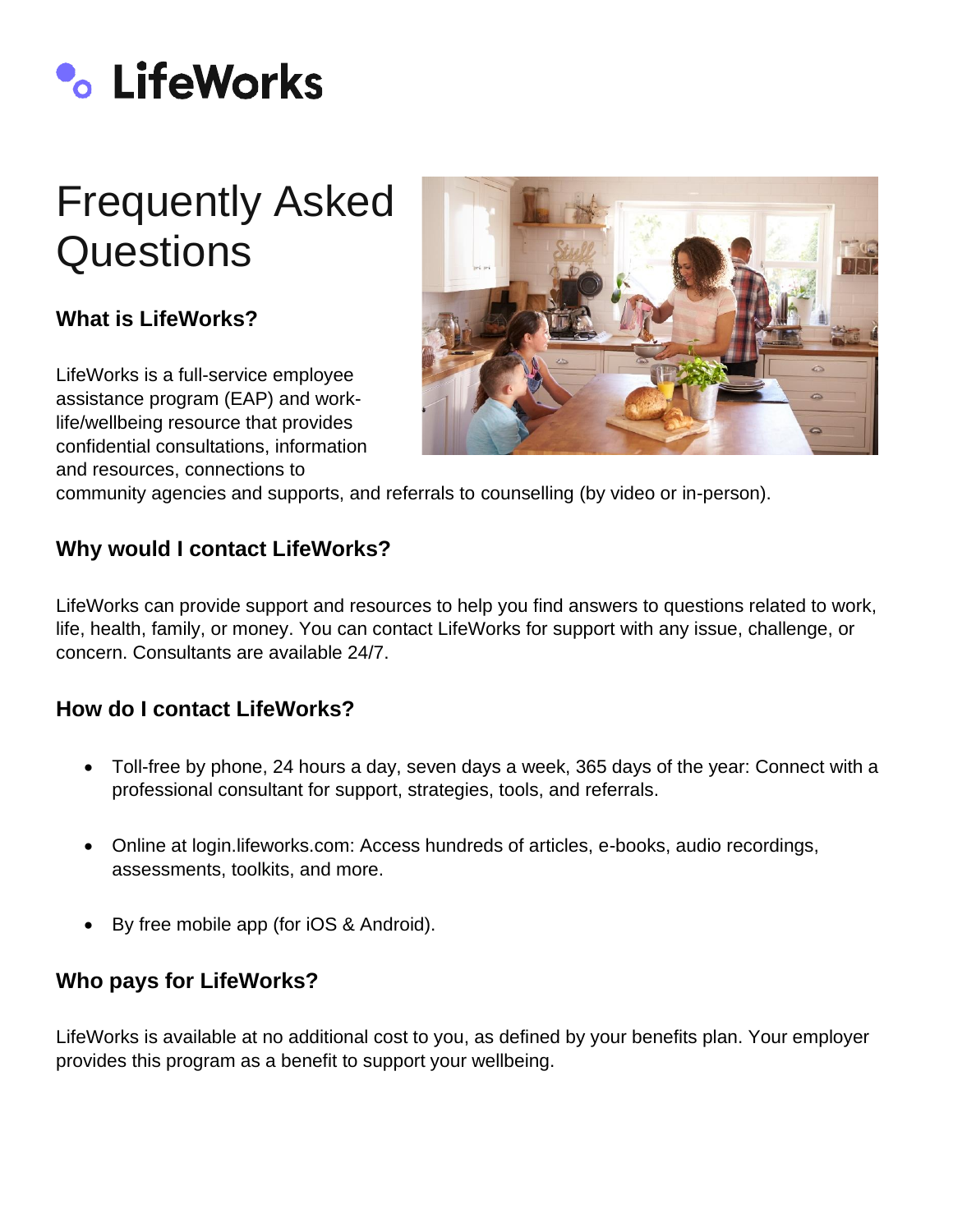LifeWorks

# Frequently Asked Questions

### What is LifeWorks?

LifeWorks is a full-service employee assistance program (EAP) and work-life/wellbeing resource that provides confidential consultations, information and resources, connections to community agencies and supports, and referrals to counselling (by video or in-person).

### Why would I contact LifeWorks?

LifeWorks can provide support and resources to help you find answers to questions related to work, life, health, family, or money. You can contact LifeWorks for support with any issue, challenge, or concern. Consultants are available 24/7.

### How do I contact LifeWorks?

- Toll-free by phone, 24 hours a day, seven days a week, 365 days of the year: Connect with a professional consultant for support, strategies, tools, and referrals.
- Online at login.lifeworks.com: Access hundreds of articles, e-books, audio recordings, assessments, toolkits, and more.
- By free mobile app (for iOS & Android).

### Who pays for LifeWorks?

LifeWorks is available at no additional cost to you, as defined by your benefits plan. Your employer provides this program as a benefit to support your wellbeing.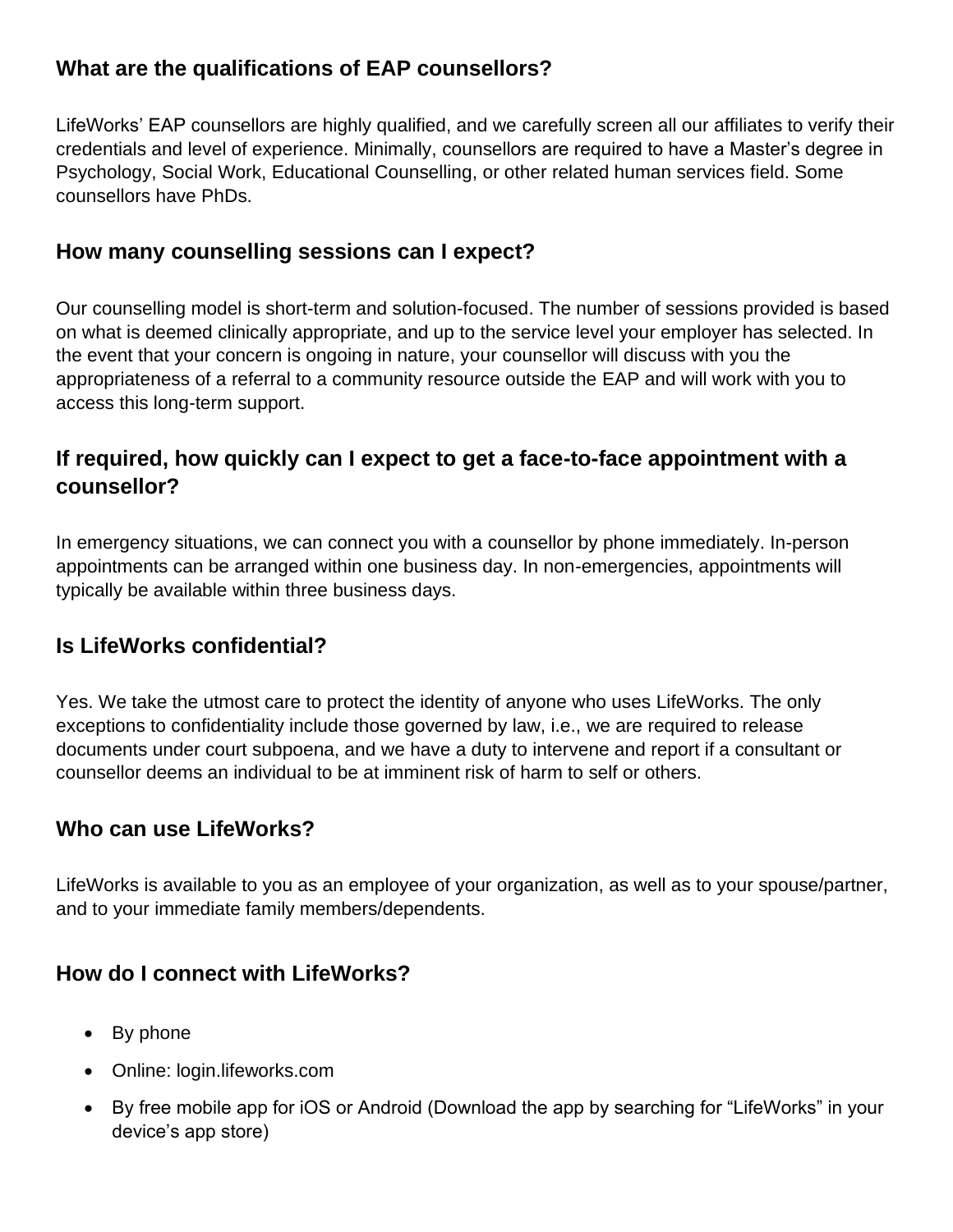## What are the qualifications of EAP counsellors?

LifeWorks' EAP counsellors are highly qualified, and we carefully screen all our affiliates to verify their credentials and level of experience. Minimally, counsellors are required to have a Master's degree in Psychology, Social Work, Educational Counselling, or other related human services field. Some counsellors have PhDs.

## How many counselling sessions can I expect?

Our counselling model is short-term and solution-focused. The number of sessions provided is based on what is deemed clinically appropriate, and up to the service level your employer has selected. In the event that your concern is ongoing in nature, your counsellor will discuss with you the appropriateness of a referral to a community resource outside the EAP and will work with you to access this long-term support.

## If required, how quickly can I expect to get a face-to-face appointment with a counsellor?

In emergency situations, we can connect you with a counsellor by phone immediately. In-person appointments can be arranged within one business day. In non-emergencies, appointments will typically be available within three business days.

## Is LifeWorks confidential?

Yes. We take the utmost care to protect the identity of anyone who uses LifeWorks. The only exceptions to confidentiality include those governed by law, i.e., we are required to release documents under court subpoena, and we have a duty to intervene and report if a consultant or counsellor deems an individual to be at imminent risk of harm to self or others.

## Who can use LifeWorks?

LifeWorks is available to you as an employee of your organization, as well as to your spouse/partner, and to your immediate family members/dependents.

## How do I connect with LifeWorks?

- By phone
- Online: login.lifeworks.com
- By free mobile app for iOS or Android (Download the app by searching for "LifeWorks" in your device's app store)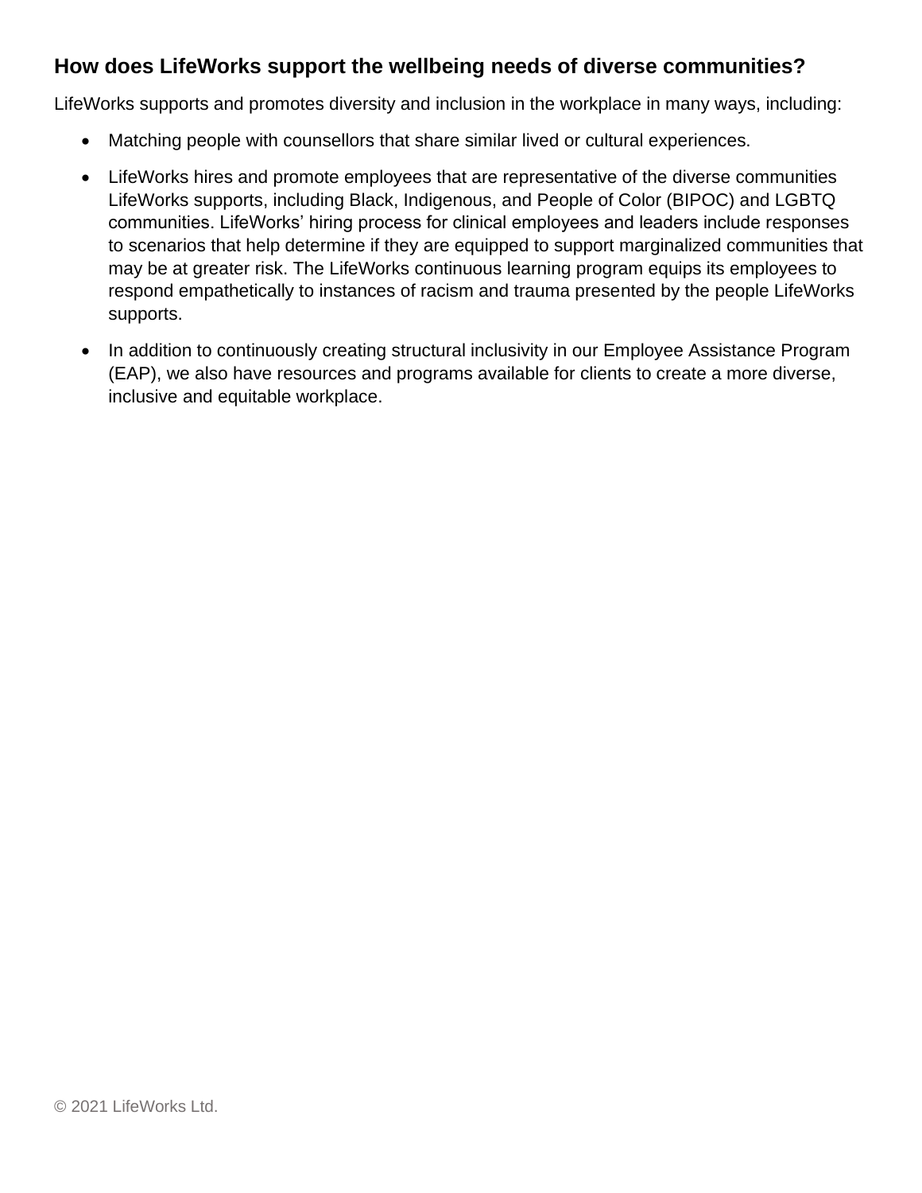## How does LifeWorks support the wellbeing needs of diverse communities?

LifeWorks supports and promotes diversity and inclusion in the workplace in many ways, including:

- Matching people with counsellors that share similar lived or cultural experiences.
- LifeWorks hires and promote employees that are representative of the diverse communities LifeWorks supports, including Black, Indigenous, and People of Color (BIPOC) and LGBTQ communities. LifeWorks' hiring process for clinical employees and leaders include responses to scenarios that help determine if they are equipped to support marginalized communities that may be at greater risk. The LifeWorks continuous learning program equips its employees to respond empathetically to instances of racism and trauma presented by the people LifeWorks supports.
- In addition to continuously creating structural inclusivity in our Employee Assistance Program (EAP), we also have resources and programs available for clients to create a more diverse, inclusive and equitable workplace.

© 2021 LifeWorks Ltd.